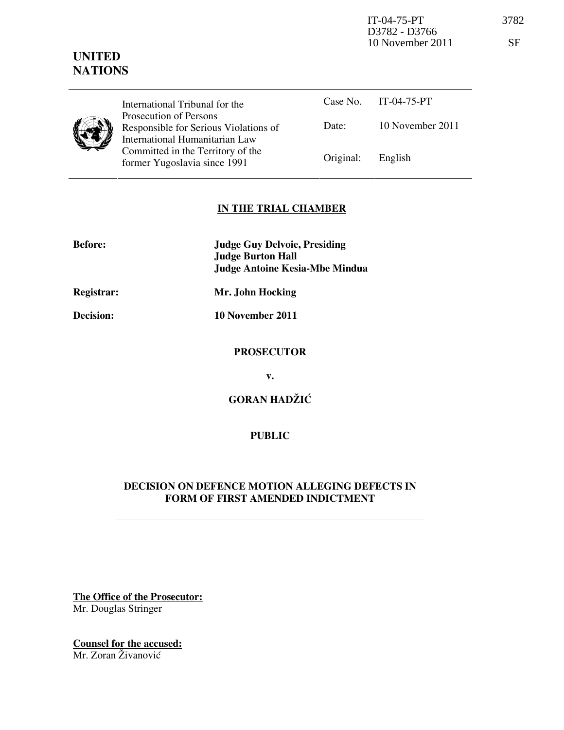IT-04-75-PT
D3782 - D3766
10 November 2011

3782

SF

**UNITED NATIONS**

| International Tribunal for the Prosecution of Persons Responsible for Serious Violations of International Humanitarian Law Committed in the Territory of the former Yugoslavia since 1991 | Case No. | IT-04-75-PT |
|---|---|---|
| | Date: | 10 November 2011 |
| | Original: | English |

**IN THE TRIAL CHAMBER**

**Before:** **Judge Guy Delvoie, Presiding**
**Judge Burton Hall**
**Judge Antoine Kesia-Mbe Mindua**

**Registrar:** **Mr. John Hocking**

**Decision:** **10 November 2011**

**PROSECUTOR**

**v.**

**GORAN HADŽIĆ**

**PUBLIC**

**DECISION ON DEFENCE MOTION ALLEGING DEFECTS IN FORM OF FIRST AMENDED INDICTMENT**

**The Office of the Prosecutor:**
Mr. Douglas Stringer

**Counsel for the accused:**
Mr. Zoran Živanović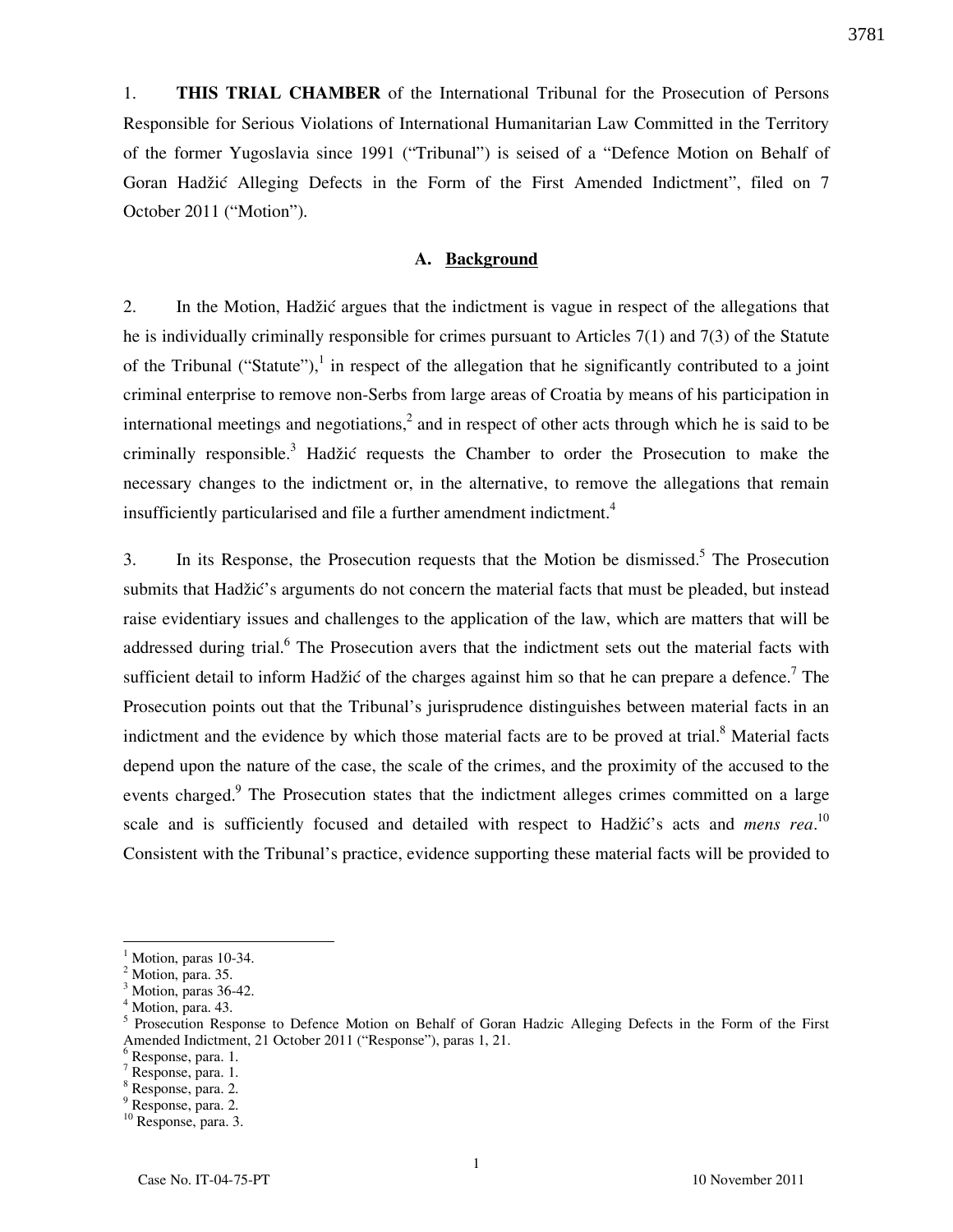1. **THIS TRIAL CHAMBER** of the International Tribunal for the Prosecution of Persons Responsible for Serious Violations of International Humanitarian Law Committed in the Territory of the former Yugoslavia since 1991 ("Tribunal") is seised of a "Defence Motion on Behalf of Goran Hadžić Alleging Defects in the Form of the First Amended Indictment", filed on 7 October 2011 ("Motion").

## A. Background

2. In the Motion, Hadžić argues that the indictment is vague in respect of the allegations that he is individually criminally responsible for crimes pursuant to Articles 7(1) and 7(3) of the Statute of the Tribunal ("Statute"),[1] in respect of the allegation that he significantly contributed to a joint criminal enterprise to remove non-Serbs from large areas of Croatia by means of his participation in international meetings and negotiations,[2] and in respect of other acts through which he is said to be criminally responsible.[3] Hadžić requests the Chamber to order the Prosecution to make the necessary changes to the indictment or, in the alternative, to remove the allegations that remain insufficiently particularised and file a further amendment indictment.[4]

3. In its Response, the Prosecution requests that the Motion be dismissed.[5] The Prosecution submits that Hadžić's arguments do not concern the material facts that must be pleaded, but instead raise evidentiary issues and challenges to the application of the law, which are matters that will be addressed during trial.[6] The Prosecution avers that the indictment sets out the material facts with sufficient detail to inform Hadžić of the charges against him so that he can prepare a defence.[7] The Prosecution points out that the Tribunal's jurisprudence distinguishes between material facts in an indictment and the evidence by which those material facts are to be proved at trial.[8] Material facts depend upon the nature of the case, the scale of the crimes, and the proximity of the accused to the events charged.[9] The Prosecution states that the indictment alleges crimes committed on a large scale and is sufficiently focused and detailed with respect to Hadžić's acts and *mens rea*.[10] Consistent with the Tribunal's practice, evidence supporting these material facts will be provided to

---

[1] Motion, paras 10-34.
[2] Motion, para. 35.
[3] Motion, paras 36-42.
[4] Motion, para. 43.
[5] Prosecution Response to Defence Motion on Behalf of Goran Hadzic Alleging Defects in the Form of the First Amended Indictment, 21 October 2011 ("Response"), paras 1, 21.
[6] Response, para. 1.
[7] Response, para. 1.
[8] Response, para. 2.
[9] Response, para. 2.
[10] Response, para. 3.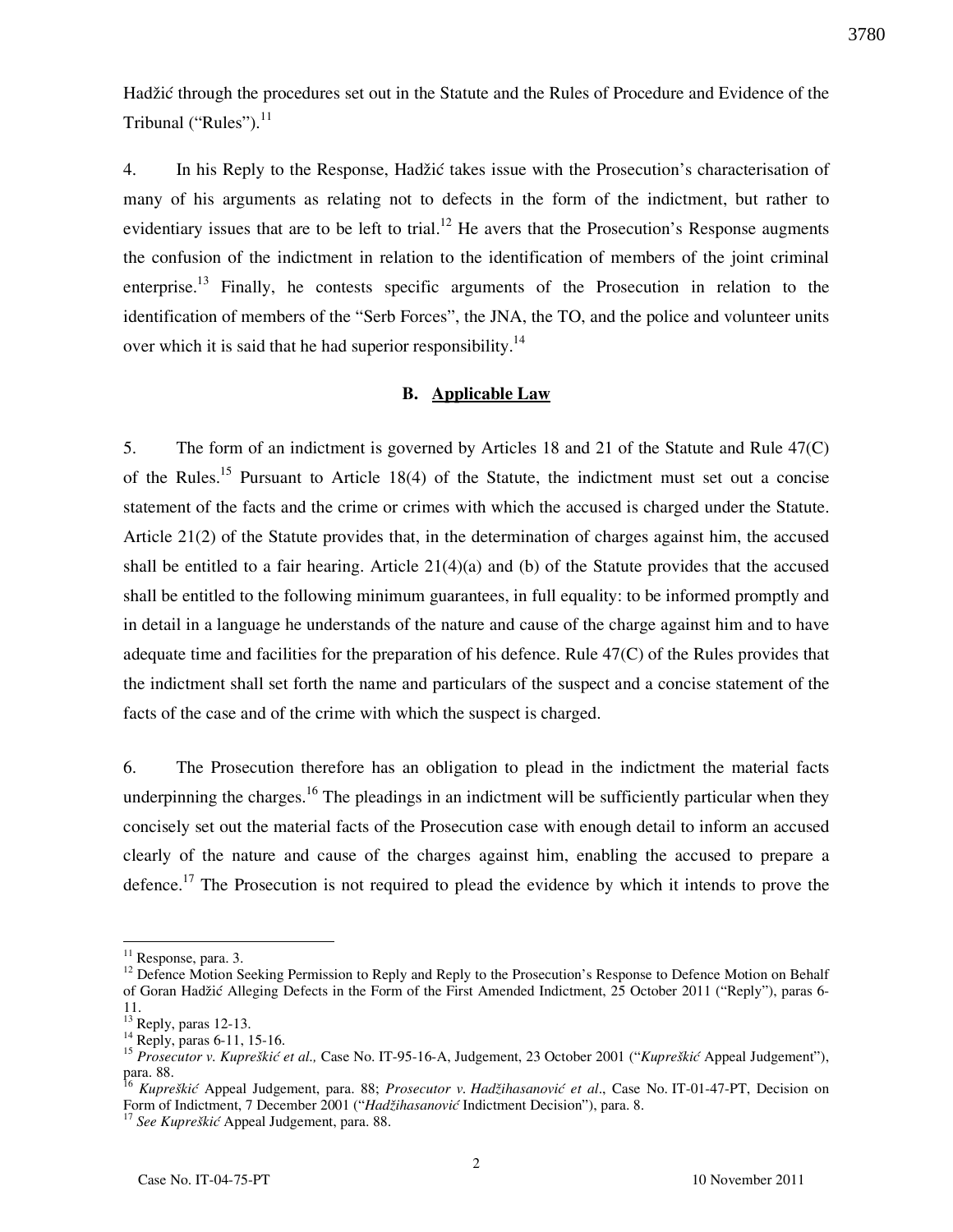Hadžić through the procedures set out in the Statute and the Rules of Procedure and Evidence of the Tribunal ("Rules").[11]

4. In his Reply to the Response, Hadžić takes issue with the Prosecution's characterisation of many of his arguments as relating not to defects in the form of the indictment, but rather to evidentiary issues that are to be left to trial.[12] He avers that the Prosecution's Response augments the confusion of the indictment in relation to the identification of members of the joint criminal enterprise.[13] Finally, he contests specific arguments of the Prosecution in relation to the identification of members of the "Serb Forces", the JNA, the TO, and the police and volunteer units over which it is said that he had superior responsibility.[14]

## B. Applicable Law

5. The form of an indictment is governed by Articles 18 and 21 of the Statute and Rule 47(C) of the Rules.[15] Pursuant to Article 18(4) of the Statute, the indictment must set out a concise statement of the facts and the crime or crimes with which the accused is charged under the Statute. Article 21(2) of the Statute provides that, in the determination of charges against him, the accused shall be entitled to a fair hearing. Article 21(4)(a) and (b) of the Statute provides that the accused shall be entitled to the following minimum guarantees, in full equality: to be informed promptly and in detail in a language he understands of the nature and cause of the charge against him and to have adequate time and facilities for the preparation of his defence. Rule 47(C) of the Rules provides that the indictment shall set forth the name and particulars of the suspect and a concise statement of the facts of the case and of the crime with which the suspect is charged.

6. The Prosecution therefore has an obligation to plead in the indictment the material facts underpinning the charges.[16] The pleadings in an indictment will be sufficiently particular when they concisely set out the material facts of the Prosecution case with enough detail to inform an accused clearly of the nature and cause of the charges against him, enabling the accused to prepare a defence.[17] The Prosecution is not required to plead the evidence by which it intends to prove the

---

[11] Response, para. 3.

[12] Defence Motion Seeking Permission to Reply and Reply to the Prosecution's Response to Defence Motion on Behalf of Goran Hadžić Alleging Defects in the Form of the First Amended Indictment, 25 October 2011 ("Reply"), paras 6-11.

[13] Reply, paras 12-13.

[14] Reply, paras 6-11, 15-16.

[15] *Prosecutor v. Kupreškić et al.,* Case No. IT-95-16-A, Judgement, 23 October 2001 ("*Kupreškić* Appeal Judgement"), para. 88.

[16] *Kupreškić* Appeal Judgement, para. 88; *Prosecutor v. Hadžihasanović et al*., Case No. IT-01-47-PT, Decision on Form of Indictment, 7 December 2001 ("*Hadžihasanović* Indictment Decision"), para. 8.

[17] *See Kupreškić* Appeal Judgement, para. 88.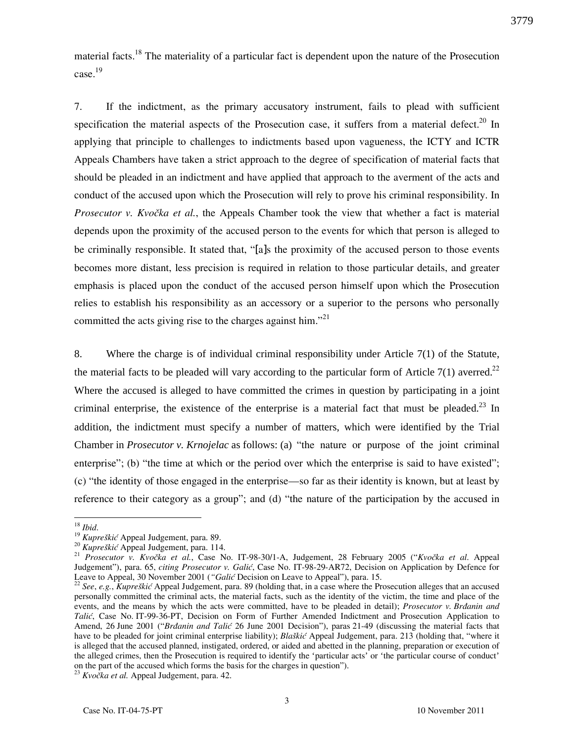material facts.[18] The materiality of a particular fact is dependent upon the nature of the Prosecution case.[19]

7. If the indictment, as the primary accusatory instrument, fails to plead with sufficient specification the material aspects of the Prosecution case, it suffers from a material defect.[20] In applying that principle to challenges to indictments based upon vagueness, the ICTY and ICTR Appeals Chambers have taken a strict approach to the degree of specification of material facts that should be pleaded in an indictment and have applied that approach to the averment of the acts and conduct of the accused upon which the Prosecution will rely to prove his criminal responsibility. In *Prosecutor v. Kvočka et al.*, the Appeals Chamber took the view that whether a fact is material depends upon the proximity of the accused person to the events for which that person is alleged to be criminally responsible. It stated that, "[a]s the proximity of the accused person to those events becomes more distant, less precision is required in relation to those particular details, and greater emphasis is placed upon the conduct of the accused person himself upon which the Prosecution relies to establish his responsibility as an accessory or a superior to the persons who personally committed the acts giving rise to the charges against him."[21]

8. Where the charge is of individual criminal responsibility under Article 7(1) of the Statute, the material facts to be pleaded will vary according to the particular form of Article 7(1) averred.[22] Where the accused is alleged to have committed the crimes in question by participating in a joint criminal enterprise, the existence of the enterprise is a material fact that must be pleaded.[23] In addition, the indictment must specify a number of matters, which were identified by the Trial Chamber in *Prosecutor v. Krnojelac* as follows: (a) "the nature or purpose of the joint criminal enterprise"; (b) "the time at which or the period over which the enterprise is said to have existed"; (c) "the identity of those engaged in the enterprise—so far as their identity is known, but at least by reference to their category as a group"; and (d) "the nature of the participation by the accused in

---

[18] *Ibid*.

[19] *Kupreškić* Appeal Judgement, para. 89.

[20] *Kupreškić* Appeal Judgement, para. 114.

[21] *Prosecutor v. Kvočka et al.*, Case No. IT-98-30/1-A, Judgement, 28 February 2005 ("*Kvočka et al.* Appeal Judgement"), para. 65, *citing Prosecutor v. Galić*, Case No. IT-98-29-AR72, Decision on Application by Defence for Leave to Appeal, 30 November 2001 (*"Galić* Decision on Leave to Appeal"), para. 15.

[22] *See*, *e.g.*, *Kupreškić* Appeal Judgement, para. 89 (holding that, in a case where the Prosecution alleges that an accused personally committed the criminal acts, the material facts, such as the identity of the victim, the time and place of the events, and the means by which the acts were committed, have to be pleaded in detail); *Prosecutor v. Brdanin and Talić*, Case No. IT-99-36-PT, Decision on Form of Further Amended Indictment and Prosecution Application to Amend, 26 June 2001 ("*Brdanin and Talić* 26 June 2001 Decision"), paras 21-49 (discussing the material facts that have to be pleaded for joint criminal enterprise liability); *Blaškić* Appeal Judgement, para. 213 (holding that, "where it is alleged that the accused planned, instigated, ordered, or aided and abetted in the planning, preparation or execution of the alleged crimes, then the Prosecution is required to identify the 'particular acts' or 'the particular course of conduct' on the part of the accused which forms the basis for the charges in question").

[23] *Kvočka et al.* Appeal Judgement, para. 42.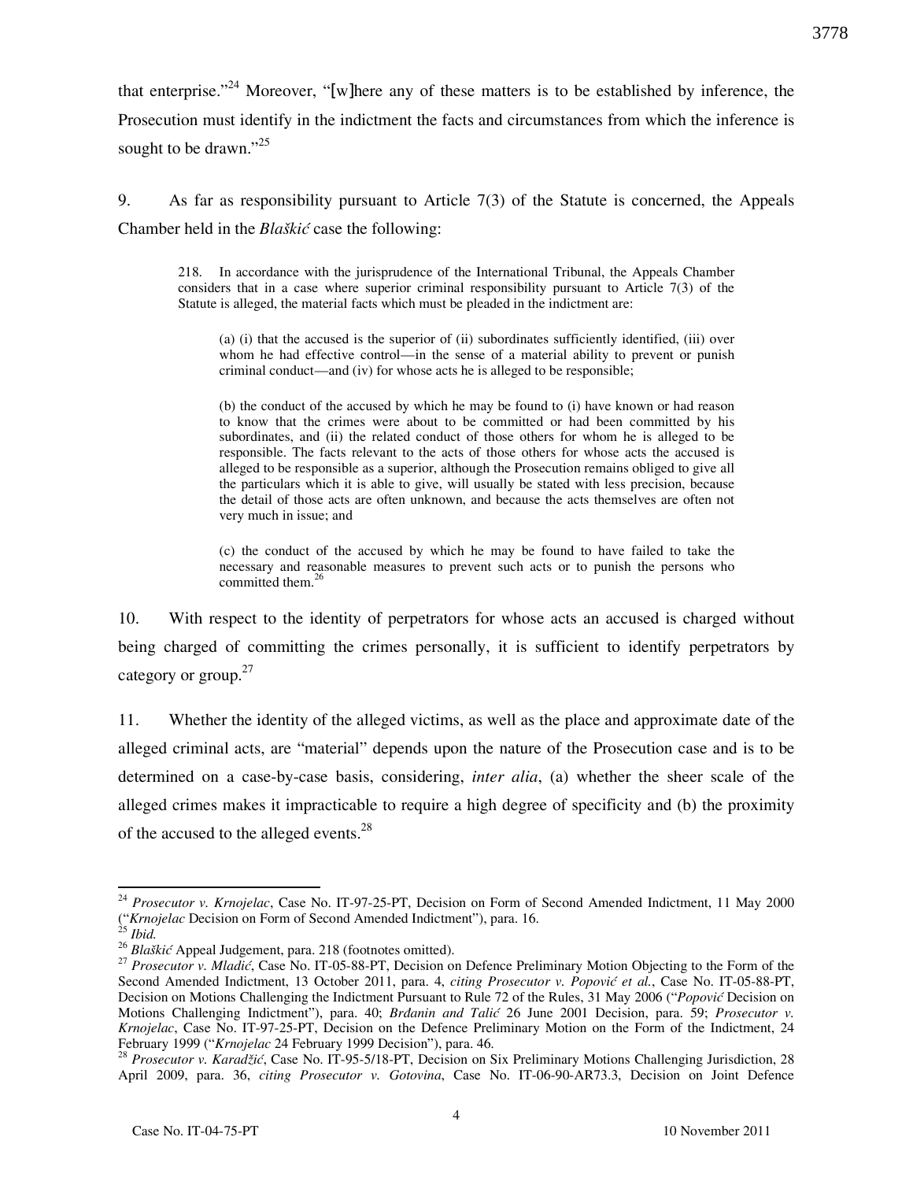that enterprise."[24] Moreover, "[w]here any of these matters is to be established by inference, the Prosecution must identify in the indictment the facts and circumstances from which the inference is sought to be drawn."[25]

9. As far as responsibility pursuant to Article 7(3) of the Statute is concerned, the Appeals Chamber held in the *Blaškić* case the following:

> 218. In accordance with the jurisprudence of the International Tribunal, the Appeals Chamber considers that in a case where superior criminal responsibility pursuant to Article 7(3) of the Statute is alleged, the material facts which must be pleaded in the indictment are:
>
> > (a) (i) that the accused is the superior of (ii) subordinates sufficiently identified, (iii) over whom he had effective control—in the sense of a material ability to prevent or punish criminal conduct—and (iv) for whose acts he is alleged to be responsible;
> >
> > (b) the conduct of the accused by which he may be found to (i) have known or had reason to know that the crimes were about to be committed or had been committed by his subordinates, and (ii) the related conduct of those others for whom he is alleged to be responsible. The facts relevant to the acts of those others for whose acts the accused is alleged to be responsible as a superior, although the Prosecution remains obliged to give all the particulars which it is able to give, will usually be stated with less precision, because the detail of those acts are often unknown, and because the acts themselves are often not very much in issue; and
> >
> > (c) the conduct of the accused by which he may be found to have failed to take the necessary and reasonable measures to prevent such acts or to punish the persons who committed them.[26]

10. With respect to the identity of perpetrators for whose acts an accused is charged without being charged of committing the crimes personally, it is sufficient to identify perpetrators by category or group.[27]

11. Whether the identity of the alleged victims, as well as the place and approximate date of the alleged criminal acts, are "material" depends upon the nature of the Prosecution case and is to be determined on a case-by-case basis, considering, *inter alia*, (a) whether the sheer scale of the alleged crimes makes it impracticable to require a high degree of specificity and (b) the proximity of the accused to the alleged events.[28]

---

[24] *Prosecutor v. Krnojelac*, Case No. IT-97-25-PT, Decision on Form of Second Amended Indictment, 11 May 2000 ("*Krnojelac* Decision on Form of Second Amended Indictment"), para. 16.

[25] *Ibid.*

[26] *Blaškić* Appeal Judgement, para. 218 (footnotes omitted).

[27] *Prosecutor v. Mladić*, Case No. IT-05-88-PT, Decision on Defence Preliminary Motion Objecting to the Form of the Second Amended Indictment, 13 October 2011, para. 4, *citing Prosecutor v. Popović et al.*, Case No. IT-05-88-PT, Decision on Motions Challenging the Indictment Pursuant to Rule 72 of the Rules, 31 May 2006 ("*Popović* Decision on Motions Challenging Indictment"), para. 40; *Brđanin and Talić* 26 June 2001 Decision, para. 59; *Prosecutor v. Krnojelac*, Case No. IT-97-25-PT, Decision on the Defence Preliminary Motion on the Form of the Indictment, 24 February 1999 ("*Krnojelac* 24 February 1999 Decision"), para. 46.

[28] *Prosecutor v. Karadžić*, Case No. IT-95-5/18-PT, Decision on Six Preliminary Motions Challenging Jurisdiction, 28 April 2009, para. 36, *citing Prosecutor v. Gotovina*, Case No. IT-06-90-AR73.3, Decision on Joint Defence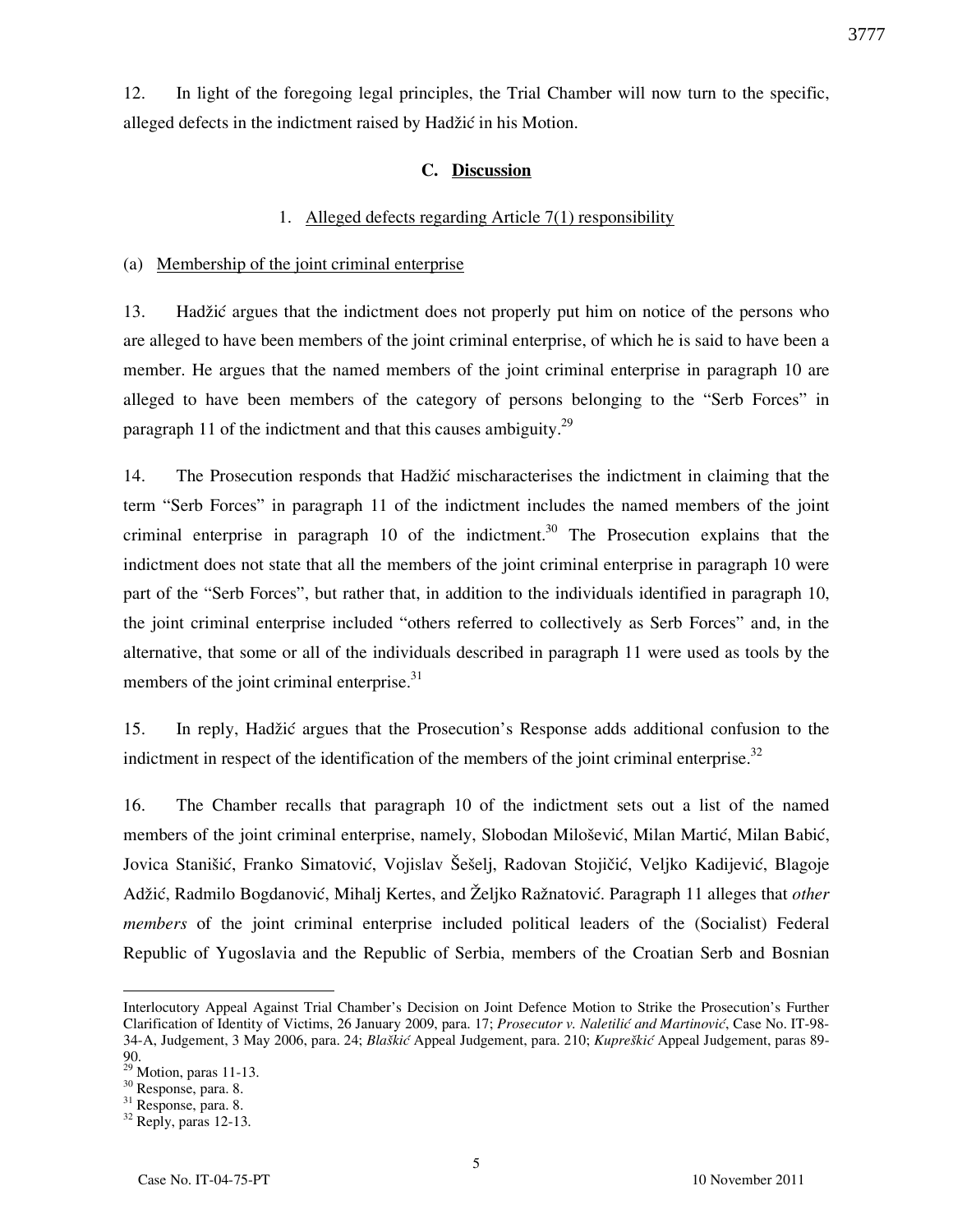12. In light of the foregoing legal principles, the Trial Chamber will now turn to the specific, alleged defects in the indictment raised by Hadžić in his Motion.

### C. Discussion

#### 1. Alleged defects regarding Article 7(1) responsibility

##### (a) Membership of the joint criminal enterprise

13. Hadžić argues that the indictment does not properly put him on notice of the persons who are alleged to have been members of the joint criminal enterprise, of which he is said to have been a member. He argues that the named members of the joint criminal enterprise in paragraph 10 are alleged to have been members of the category of persons belonging to the "Serb Forces" in paragraph 11 of the indictment and that this causes ambiguity.[29]

14. The Prosecution responds that Hadžić mischaracterises the indictment in claiming that the term "Serb Forces" in paragraph 11 of the indictment includes the named members of the joint criminal enterprise in paragraph 10 of the indictment.[30] The Prosecution explains that the indictment does not state that all the members of the joint criminal enterprise in paragraph 10 were part of the "Serb Forces", but rather that, in addition to the individuals identified in paragraph 10, the joint criminal enterprise included "others referred to collectively as Serb Forces" and, in the alternative, that some or all of the individuals described in paragraph 11 were used as tools by the members of the joint criminal enterprise.[31]

15. In reply, Hadžić argues that the Prosecution's Response adds additional confusion to the indictment in respect of the identification of the members of the joint criminal enterprise.[32]

16. The Chamber recalls that paragraph 10 of the indictment sets out a list of the named members of the joint criminal enterprise, namely, Slobodan Milošević, Milan Martić, Milan Babić, Jovica Stanišić, Franko Simatović, Vojislav Šešelj, Radovan Stojičić, Veljko Kadijević, Blagoje Adžić, Radmilo Bogdanović, Mihalj Kertes, and Željko Ražnatović. Paragraph 11 alleges that *other members* of the joint criminal enterprise included political leaders of the (Socialist) Federal Republic of Yugoslavia and the Republic of Serbia, members of the Croatian Serb and Bosnian

---

Interlocutory Appeal Against Trial Chamber's Decision on Joint Defence Motion to Strike the Prosecution's Further Clarification of Identity of Victims, 26 January 2009, para. 17; *Prosecutor v. Naletilić and Martinović*, Case No. IT-98-34-A, Judgement, 3 May 2006, para. 24; *Blaškić* Appeal Judgement, para. 210; *Kupreškić* Appeal Judgement, paras 89-90.

[29] Motion, paras 11-13.

[30] Response, para. 8.

[31] Response, para. 8.

[32] Reply, paras 12-13.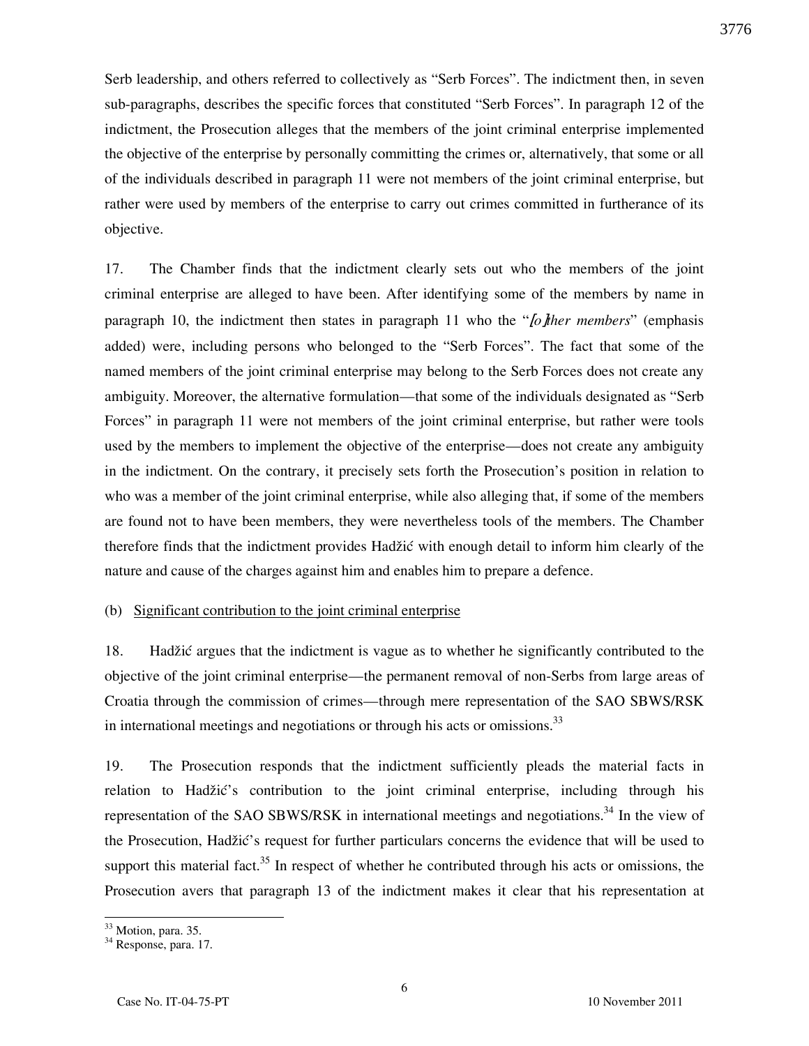Serb leadership, and others referred to collectively as "Serb Forces". The indictment then, in seven sub-paragraphs, describes the specific forces that constituted "Serb Forces". In paragraph 12 of the indictment, the Prosecution alleges that the members of the joint criminal enterprise implemented the objective of the enterprise by personally committing the crimes or, alternatively, that some or all of the individuals described in paragraph 11 were not members of the joint criminal enterprise, but rather were used by members of the enterprise to carry out crimes committed in furtherance of its objective.

17. The Chamber finds that the indictment clearly sets out who the members of the joint criminal enterprise are alleged to have been. After identifying some of the members by name in paragraph 10, the indictment then states in paragraph 11 who the "*[o]ther members*" (emphasis added) were, including persons who belonged to the "Serb Forces". The fact that some of the named members of the joint criminal enterprise may belong to the Serb Forces does not create any ambiguity. Moreover, the alternative formulation—that some of the individuals designated as "Serb Forces" in paragraph 11 were not members of the joint criminal enterprise, but rather were tools used by the members to implement the objective of the enterprise—does not create any ambiguity in the indictment. On the contrary, it precisely sets forth the Prosecution's position in relation to who was a member of the joint criminal enterprise, while also alleging that, if some of the members are found not to have been members, they were nevertheless tools of the members. The Chamber therefore finds that the indictment provides Hadžić with enough detail to inform him clearly of the nature and cause of the charges against him and enables him to prepare a defence.

(b) Significant contribution to the joint criminal enterprise

18. Hadžić argues that the indictment is vague as to whether he significantly contributed to the objective of the joint criminal enterprise—the permanent removal of non-Serbs from large areas of Croatia through the commission of crimes—through mere representation of the SAO SBWS/RSK in international meetings and negotiations or through his acts or omissions.[33]

19. The Prosecution responds that the indictment sufficiently pleads the material facts in relation to Hadžić's contribution to the joint criminal enterprise, including through his representation of the SAO SBWS/RSK in international meetings and negotiations.[34] In the view of the Prosecution, Hadžić's request for further particulars concerns the evidence that will be used to support this material fact.[35] In respect of whether he contributed through his acts or omissions, the Prosecution avers that paragraph 13 of the indictment makes it clear that his representation at

---

[33] Motion, para. 35.

[34] Response, para. 17.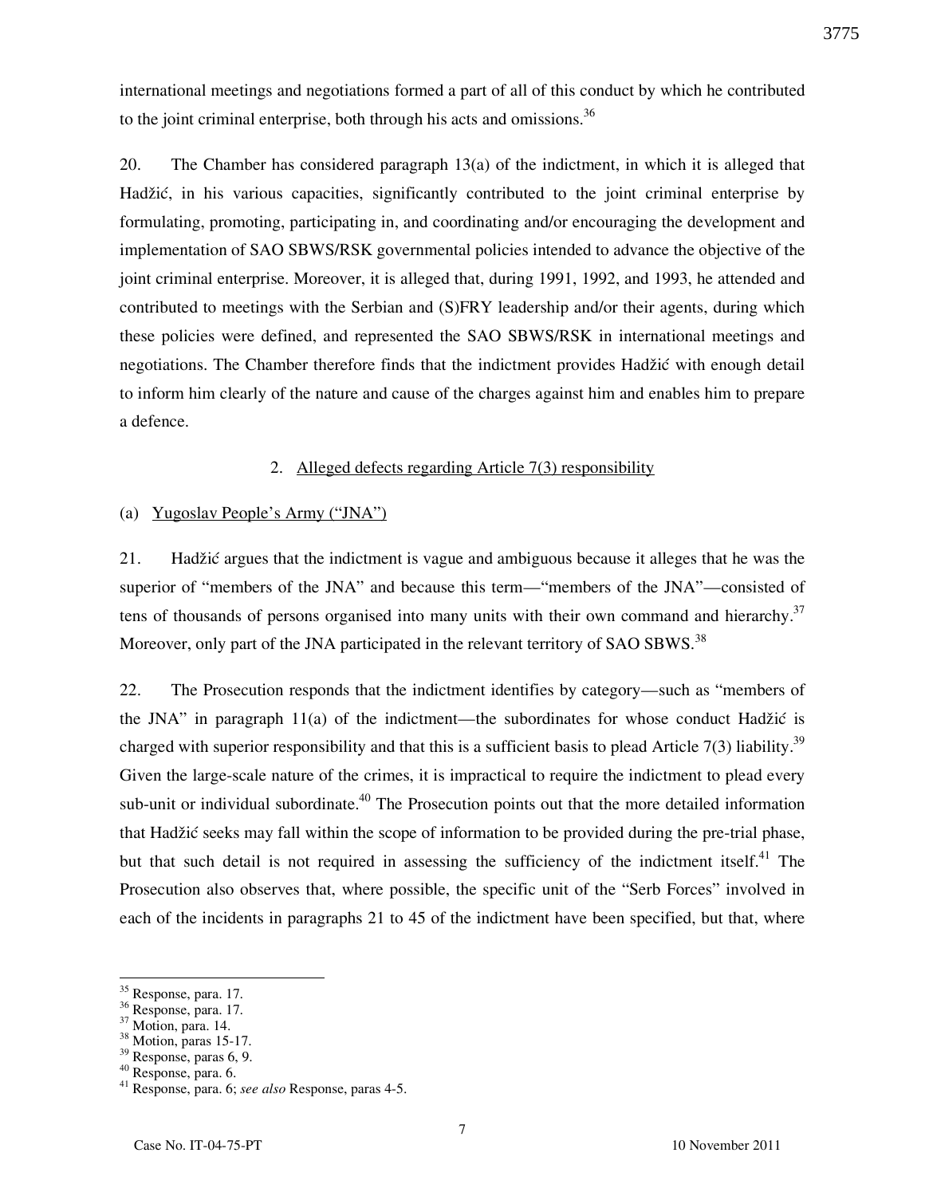international meetings and negotiations formed a part of all of this conduct by which he contributed to the joint criminal enterprise, both through his acts and omissions.[36]

20. The Chamber has considered paragraph 13(a) of the indictment, in which it is alleged that Hadžić, in his various capacities, significantly contributed to the joint criminal enterprise by formulating, promoting, participating in, and coordinating and/or encouraging the development and implementation of SAO SBWS/RSK governmental policies intended to advance the objective of the joint criminal enterprise. Moreover, it is alleged that, during 1991, 1992, and 1993, he attended and contributed to meetings with the Serbian and (S)FRY leadership and/or their agents, during which these policies were defined, and represented the SAO SBWS/RSK in international meetings and negotiations. The Chamber therefore finds that the indictment provides Hadžić with enough detail to inform him clearly of the nature and cause of the charges against him and enables him to prepare a defence.

### 2. Alleged defects regarding Article 7(3) responsibility

#### (a) Yugoslav People's Army ("JNA")

21. Hadžić argues that the indictment is vague and ambiguous because it alleges that he was the superior of "members of the JNA" and because this term—"members of the JNA"—consisted of tens of thousands of persons organised into many units with their own command and hierarchy.[37] Moreover, only part of the JNA participated in the relevant territory of SAO SBWS.[38]

22. The Prosecution responds that the indictment identifies by category—such as "members of the JNA" in paragraph 11(a) of the indictment—the subordinates for whose conduct Hadžić is charged with superior responsibility and that this is a sufficient basis to plead Article 7(3) liability.[39] Given the large-scale nature of the crimes, it is impractical to require the indictment to plead every sub-unit or individual subordinate.[40] The Prosecution points out that the more detailed information that Hadžić seeks may fall within the scope of information to be provided during the pre-trial phase, but that such detail is not required in assessing the sufficiency of the indictment itself.[41] The Prosecution also observes that, where possible, the specific unit of the "Serb Forces" involved in each of the incidents in paragraphs 21 to 45 of the indictment have been specified, but that, where

---

[35] Response, para. 17.
[36] Response, para. 17.
[37] Motion, para. 14.
[38] Motion, paras 15-17.
[39] Response, paras 6, 9.
[40] Response, para. 6.
[41] Response, para. 6; *see also* Response, paras 4-5.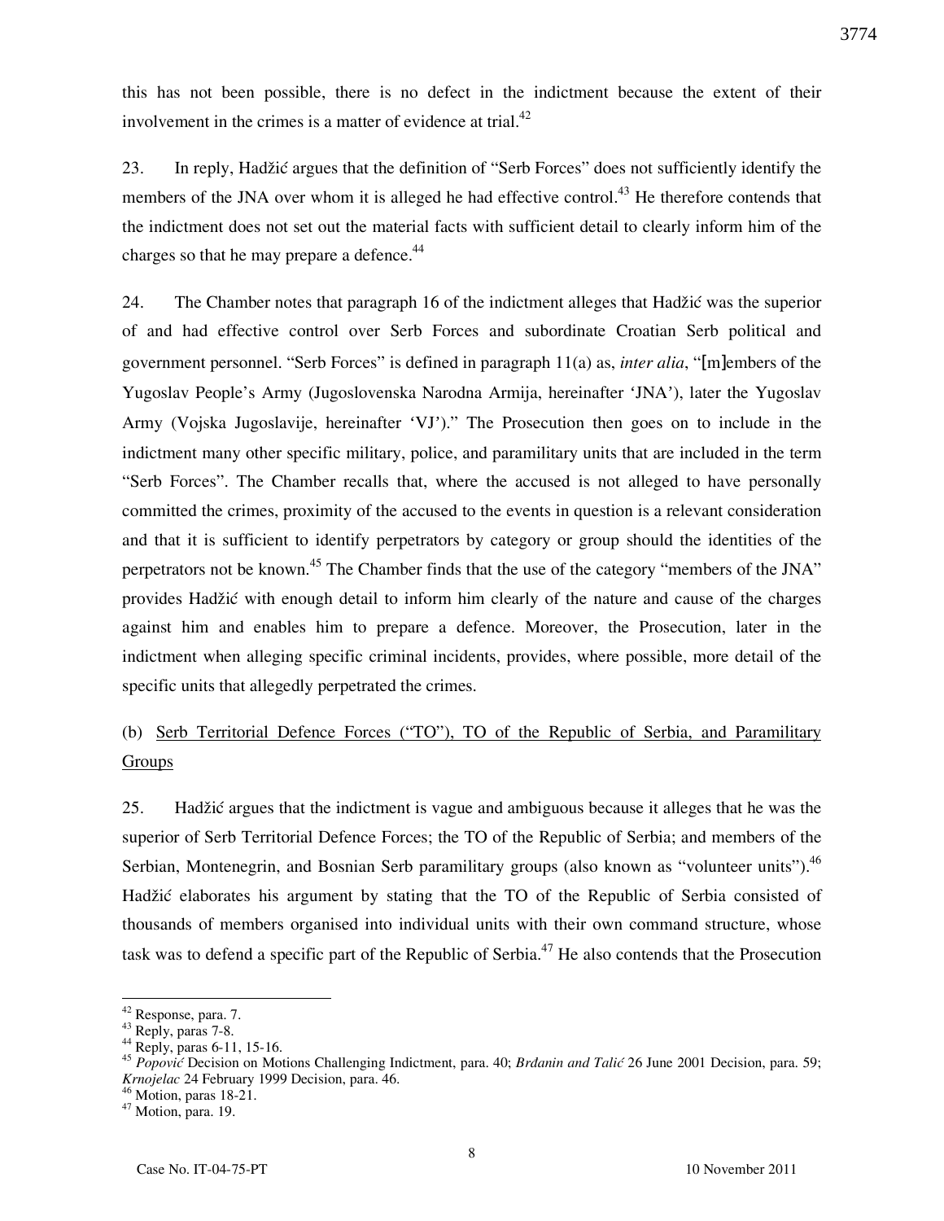this has not been possible, there is no defect in the indictment because the extent of their involvement in the crimes is a matter of evidence at trial.[42]

23. In reply, Hadžić argues that the definition of "Serb Forces" does not sufficiently identify the members of the JNA over whom it is alleged he had effective control.[43] He therefore contends that the indictment does not set out the material facts with sufficient detail to clearly inform him of the charges so that he may prepare a defence.[44]

24. The Chamber notes that paragraph 16 of the indictment alleges that Hadžić was the superior of and had effective control over Serb Forces and subordinate Croatian Serb political and government personnel. "Serb Forces" is defined in paragraph 11(a) as, *inter alia*, "[m]embers of the Yugoslav People's Army (Jugoslovenska Narodna Armija, hereinafter 'JNA'), later the Yugoslav Army (Vojska Jugoslavije, hereinafter 'VJ')." The Prosecution then goes on to include in the indictment many other specific military, police, and paramilitary units that are included in the term "Serb Forces". The Chamber recalls that, where the accused is not alleged to have personally committed the crimes, proximity of the accused to the events in question is a relevant consideration and that it is sufficient to identify perpetrators by category or group should the identities of the perpetrators not be known.[45] The Chamber finds that the use of the category "members of the JNA" provides Hadžić with enough detail to inform him clearly of the nature and cause of the charges against him and enables him to prepare a defence. Moreover, the Prosecution, later in the indictment when alleging specific criminal incidents, provides, where possible, more detail of the specific units that allegedly perpetrated the crimes.

(b) Serb Territorial Defence Forces ("TO"), TO of the Republic of Serbia, and Paramilitary Groups

25. Hadžić argues that the indictment is vague and ambiguous because it alleges that he was the superior of Serb Territorial Defence Forces; the TO of the Republic of Serbia; and members of the Serbian, Montenegrin, and Bosnian Serb paramilitary groups (also known as "volunteer units").[46] Hadžić elaborates his argument by stating that the TO of the Republic of Serbia consisted of thousands of members organised into individual units with their own command structure, whose task was to defend a specific part of the Republic of Serbia.[47] He also contends that the Prosecution

---

[42] Response, para. 7.

[43] Reply, paras 7-8.

[44] Reply, paras 6-11, 15-16.

[45] *Popović* Decision on Motions Challenging Indictment, para. 40; *Brdanin and Talić* 26 June 2001 Decision, para. 59; *Krnojelac* 24 February 1999 Decision, para. 46.

[46] Motion, paras 18-21.

[47] Motion, para. 19.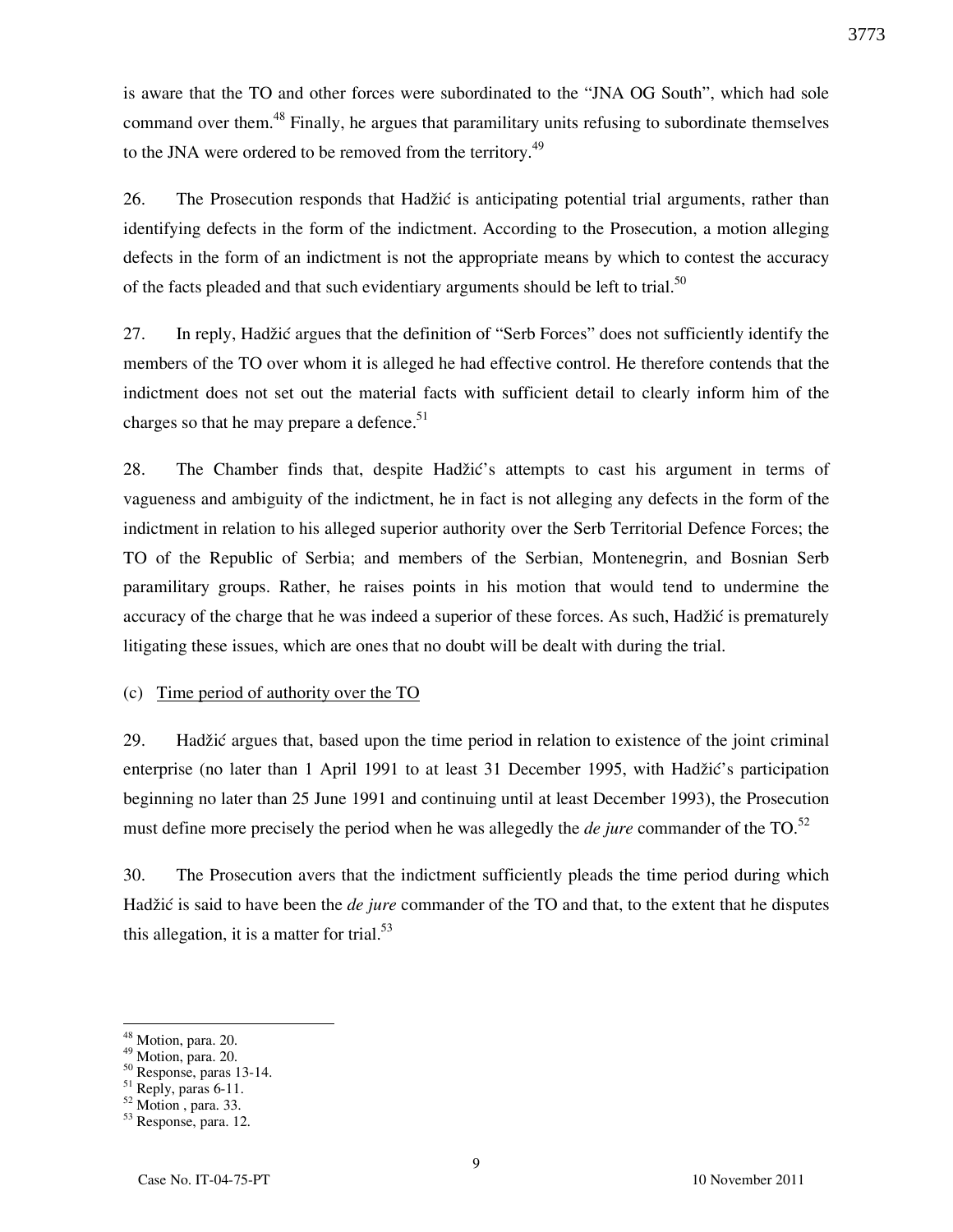is aware that the TO and other forces were subordinated to the "JNA OG South", which had sole command over them.[48] Finally, he argues that paramilitary units refusing to subordinate themselves to the JNA were ordered to be removed from the territory.[49]

26. The Prosecution responds that Hadžić is anticipating potential trial arguments, rather than identifying defects in the form of the indictment. According to the Prosecution, a motion alleging defects in the form of an indictment is not the appropriate means by which to contest the accuracy of the facts pleaded and that such evidentiary arguments should be left to trial.[50]

27. In reply, Hadžić argues that the definition of "Serb Forces" does not sufficiently identify the members of the TO over whom it is alleged he had effective control. He therefore contends that the indictment does not set out the material facts with sufficient detail to clearly inform him of the charges so that he may prepare a defence.[51]

28. The Chamber finds that, despite Hadžić's attempts to cast his argument in terms of vagueness and ambiguity of the indictment, he in fact is not alleging any defects in the form of the indictment in relation to his alleged superior authority over the Serb Territorial Defence Forces; the TO of the Republic of Serbia; and members of the Serbian, Montenegrin, and Bosnian Serb paramilitary groups. Rather, he raises points in his motion that would tend to undermine the accuracy of the charge that he was indeed a superior of these forces. As such, Hadžić is prematurely litigating these issues, which are ones that no doubt will be dealt with during the trial.

(c) Time period of authority over the TO

29. Hadžić argues that, based upon the time period in relation to existence of the joint criminal enterprise (no later than 1 April 1991 to at least 31 December 1995, with Hadžić's participation beginning no later than 25 June 1991 and continuing until at least December 1993), the Prosecution must define more precisely the period when he was allegedly the *de jure* commander of the TO.[52]

30. The Prosecution avers that the indictment sufficiently pleads the time period during which Hadžić is said to have been the *de jure* commander of the TO and that, to the extent that he disputes this allegation, it is a matter for trial.[53]

---

[48] Motion, para. 20.
[49] Motion, para. 20.
[50] Response, paras 13-14.
[51] Reply, paras 6-11.
[52] Motion , para. 33.
[53] Response, para. 12.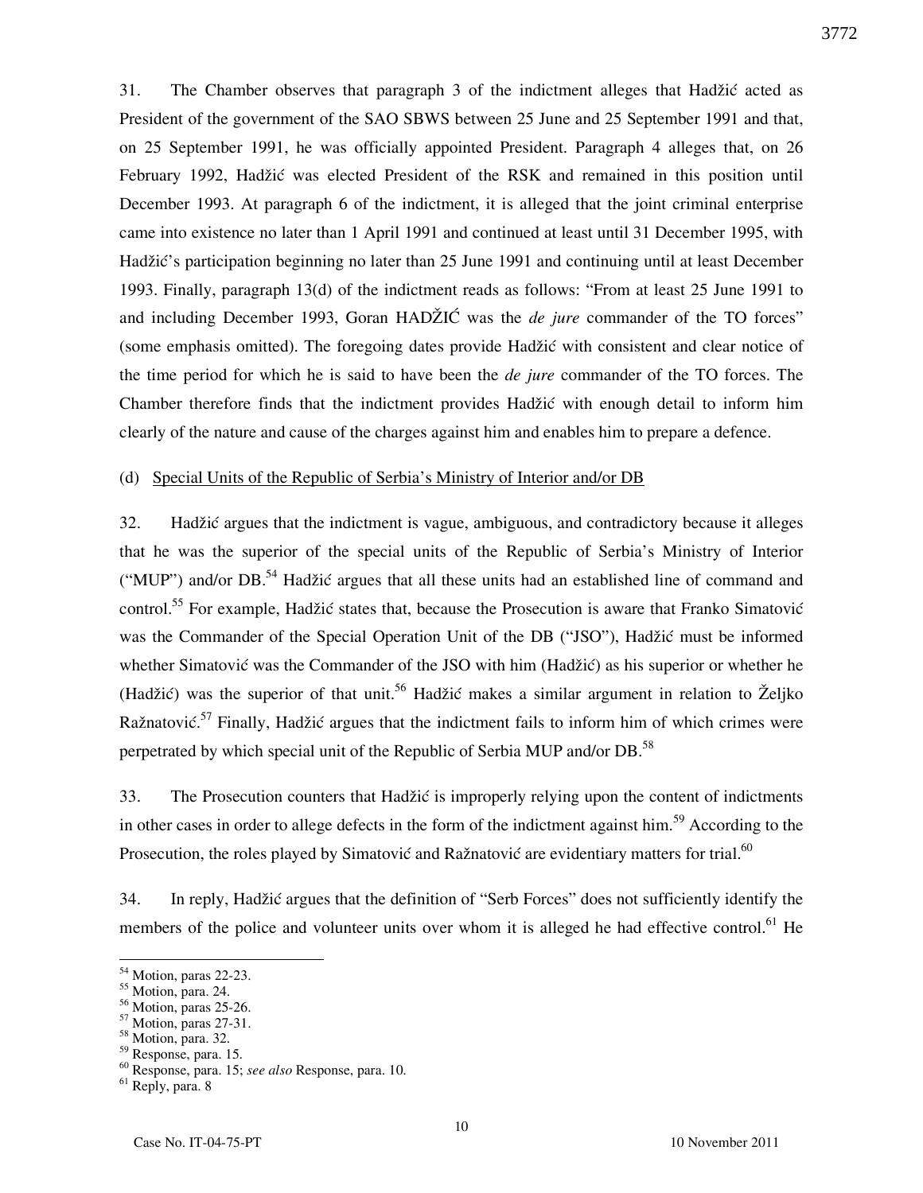31. The Chamber observes that paragraph 3 of the indictment alleges that Hadžić acted as President of the government of the SAO SBWS between 25 June and 25 September 1991 and that, on 25 September 1991, he was officially appointed President. Paragraph 4 alleges that, on 26 February 1992, Hadžić was elected President of the RSK and remained in this position until December 1993. At paragraph 6 of the indictment, it is alleged that the joint criminal enterprise came into existence no later than 1 April 1991 and continued at least until 31 December 1995, with Hadžić's participation beginning no later than 25 June 1991 and continuing until at least December 1993. Finally, paragraph 13(d) of the indictment reads as follows: "From at least 25 June 1991 to and including December 1993, Goran HADŽIĆ was the *de jure* commander of the TO forces" (some emphasis omitted). The foregoing dates provide Hadžić with consistent and clear notice of the time period for which he is said to have been the *de jure* commander of the TO forces. The Chamber therefore finds that the indictment provides Hadžić with enough detail to inform him clearly of the nature and cause of the charges against him and enables him to prepare a defence.

(d) Special Units of the Republic of Serbia's Ministry of Interior and/or DB

32. Hadžić argues that the indictment is vague, ambiguous, and contradictory because it alleges that he was the superior of the special units of the Republic of Serbia's Ministry of Interior ("MUP") and/or DB.[54] Hadžić argues that all these units had an established line of command and control.[55] For example, Hadžić states that, because the Prosecution is aware that Franko Simatović was the Commander of the Special Operation Unit of the DB ("JSO"), Hadžić must be informed whether Simatović was the Commander of the JSO with him (Hadžić) as his superior or whether he (Hadžić) was the superior of that unit.[56] Hadžić makes a similar argument in relation to Željko Ražnatović.[57] Finally, Hadžić argues that the indictment fails to inform him of which crimes were perpetrated by which special unit of the Republic of Serbia MUP and/or DB.[58]

33. The Prosecution counters that Hadžić is improperly relying upon the content of indictments in other cases in order to allege defects in the form of the indictment against him.[59] According to the Prosecution, the roles played by Simatović and Ražnatović are evidentiary matters for trial.[60]

34. In reply, Hadžić argues that the definition of "Serb Forces" does not sufficiently identify the members of the police and volunteer units over whom it is alleged he had effective control.[61] He

[54] Motion, paras 22-23.
[55] Motion, para. 24.
[56] Motion, paras 25-26.
[57] Motion, paras 27-31.
[58] Motion, para. 32.
[59] Response, para. 15.
[60] Response, para. 15; *see also* Response, para. 10.
[61] Reply, para. 8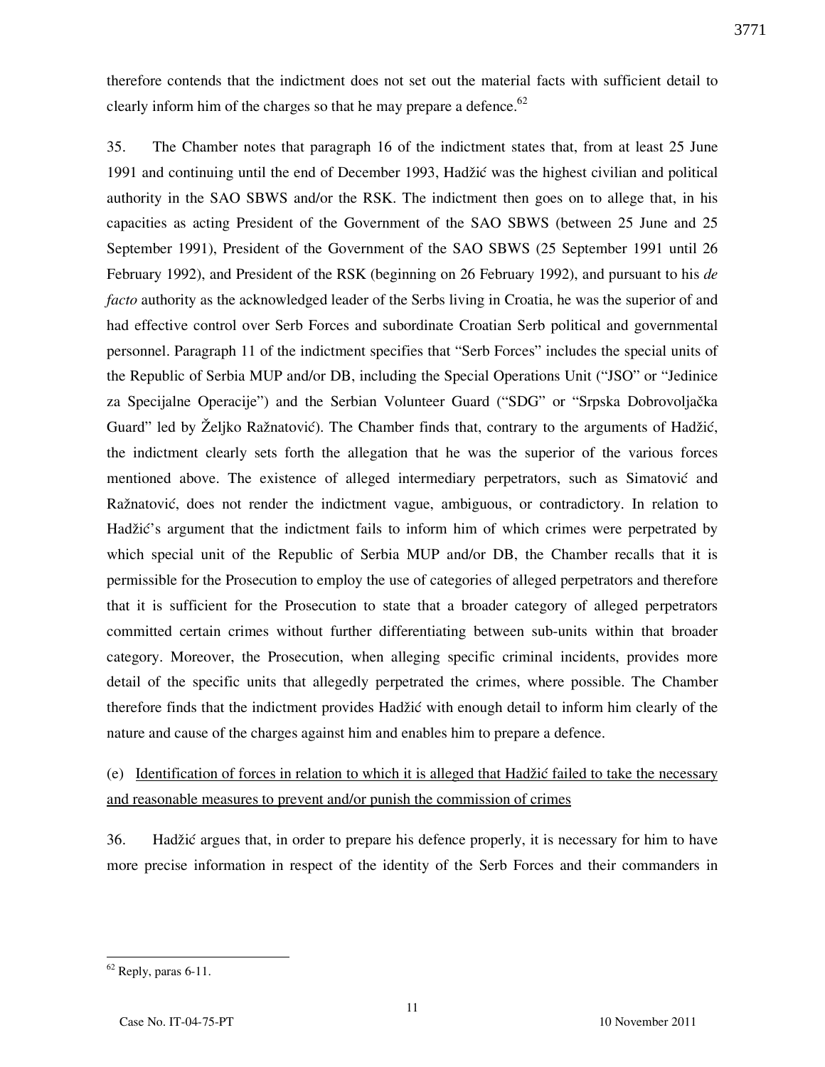therefore contends that the indictment does not set out the material facts with sufficient detail to clearly inform him of the charges so that he may prepare a defence.[62]

35. The Chamber notes that paragraph 16 of the indictment states that, from at least 25 June 1991 and continuing until the end of December 1993, Hadžić was the highest civilian and political authority in the SAO SBWS and/or the RSK. The indictment then goes on to allege that, in his capacities as acting President of the Government of the SAO SBWS (between 25 June and 25 September 1991), President of the Government of the SAO SBWS (25 September 1991 until 26 February 1992), and President of the RSK (beginning on 26 February 1992), and pursuant to his *de facto* authority as the acknowledged leader of the Serbs living in Croatia, he was the superior of and had effective control over Serb Forces and subordinate Croatian Serb political and governmental personnel. Paragraph 11 of the indictment specifies that "Serb Forces" includes the special units of the Republic of Serbia MUP and/or DB, including the Special Operations Unit ("JSO" or "Jedinice za Specijalne Operacije") and the Serbian Volunteer Guard ("SDG" or "Srpska Dobrovoljačka Guard" led by Željko Ražnatović). The Chamber finds that, contrary to the arguments of Hadžić, the indictment clearly sets forth the allegation that he was the superior of the various forces mentioned above. The existence of alleged intermediary perpetrators, such as Simatović and Ražnatović, does not render the indictment vague, ambiguous, or contradictory. In relation to Hadžić's argument that the indictment fails to inform him of which crimes were perpetrated by which special unit of the Republic of Serbia MUP and/or DB, the Chamber recalls that it is permissible for the Prosecution to employ the use of categories of alleged perpetrators and therefore that it is sufficient for the Prosecution to state that a broader category of alleged perpetrators committed certain crimes without further differentiating between sub-units within that broader category. Moreover, the Prosecution, when alleging specific criminal incidents, provides more detail of the specific units that allegedly perpetrated the crimes, where possible. The Chamber therefore finds that the indictment provides Hadžić with enough detail to inform him clearly of the nature and cause of the charges against him and enables him to prepare a defence.

(e) Identification of forces in relation to which it is alleged that Hadžić failed to take the necessary and reasonable measures to prevent and/or punish the commission of crimes

36. Hadžić argues that, in order to prepare his defence properly, it is necessary for him to have more precise information in respect of the identity of the Serb Forces and their commanders in

---

[62] Reply, paras 6-11.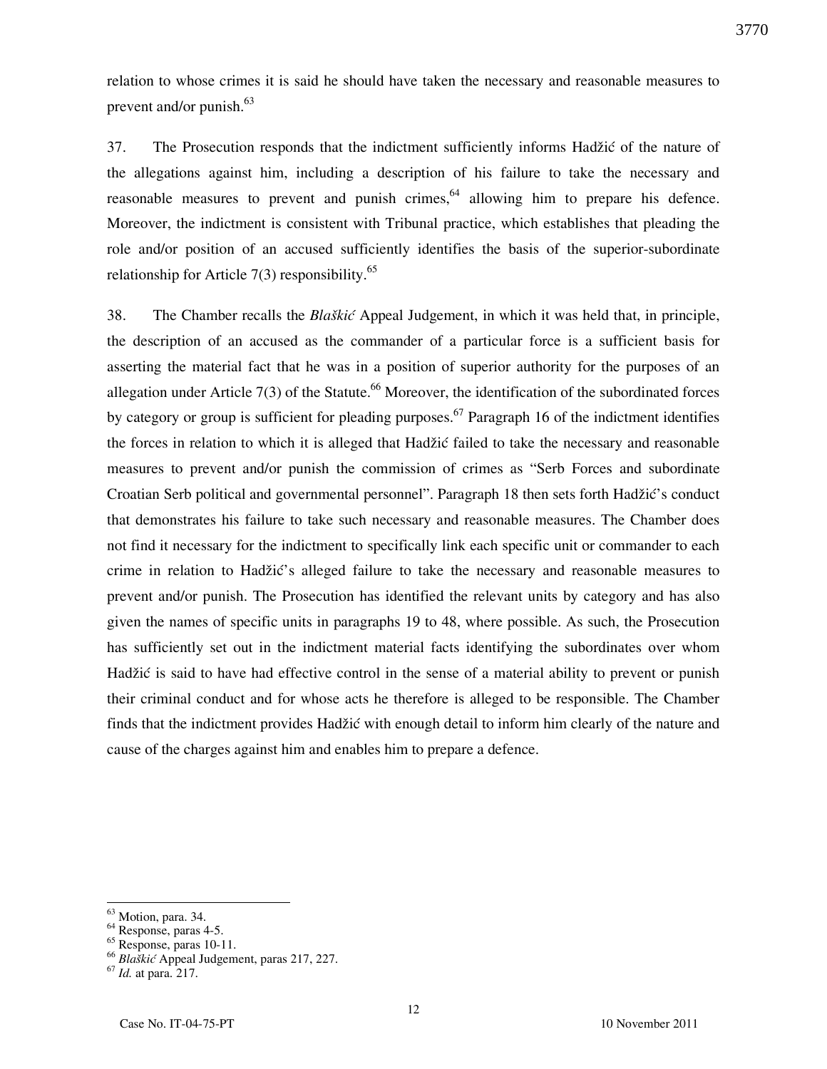relation to whose crimes it is said he should have taken the necessary and reasonable measures to prevent and/or punish.[63]

37. The Prosecution responds that the indictment sufficiently informs Hadžić of the nature of the allegations against him, including a description of his failure to take the necessary and reasonable measures to prevent and punish crimes,[64] allowing him to prepare his defence. Moreover, the indictment is consistent with Tribunal practice, which establishes that pleading the role and/or position of an accused sufficiently identifies the basis of the superior-subordinate relationship for Article 7(3) responsibility.[65]

38. The Chamber recalls the *Blaškić* Appeal Judgement, in which it was held that, in principle, the description of an accused as the commander of a particular force is a sufficient basis for asserting the material fact that he was in a position of superior authority for the purposes of an allegation under Article 7(3) of the Statute.[66] Moreover, the identification of the subordinated forces by category or group is sufficient for pleading purposes.[67] Paragraph 16 of the indictment identifies the forces in relation to which it is alleged that Hadžić failed to take the necessary and reasonable measures to prevent and/or punish the commission of crimes as "Serb Forces and subordinate Croatian Serb political and governmental personnel". Paragraph 18 then sets forth Hadžić's conduct that demonstrates his failure to take such necessary and reasonable measures. The Chamber does not find it necessary for the indictment to specifically link each specific unit or commander to each crime in relation to Hadžić's alleged failure to take the necessary and reasonable measures to prevent and/or punish. The Prosecution has identified the relevant units by category and has also given the names of specific units in paragraphs 19 to 48, where possible. As such, the Prosecution has sufficiently set out in the indictment material facts identifying the subordinates over whom Hadžić is said to have had effective control in the sense of a material ability to prevent or punish their criminal conduct and for whose acts he therefore is alleged to be responsible. The Chamber finds that the indictment provides Hadžić with enough detail to inform him clearly of the nature and cause of the charges against him and enables him to prepare a defence.

---

[63] Motion, para. 34.
[64] Response, paras 4-5.
[65] Response, paras 10-11.
[66] *Blaškić* Appeal Judgement, paras 217, 227.
[67] *Id.* at para. 217.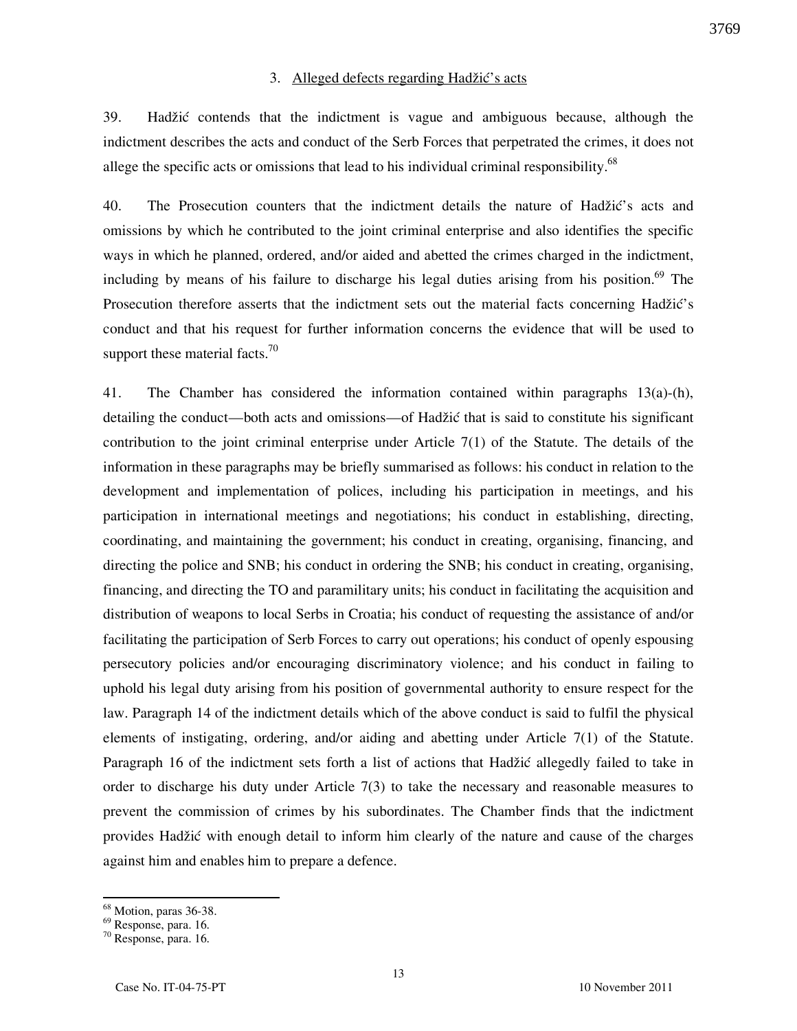### 3. Alleged defects regarding Hadžić's acts

39. Hadžić contends that the indictment is vague and ambiguous because, although the indictment describes the acts and conduct of the Serb Forces that perpetrated the crimes, it does not allege the specific acts or omissions that lead to his individual criminal responsibility.[68]

40. The Prosecution counters that the indictment details the nature of Hadžić's acts and omissions by which he contributed to the joint criminal enterprise and also identifies the specific ways in which he planned, ordered, and/or aided and abetted the crimes charged in the indictment, including by means of his failure to discharge his legal duties arising from his position.[69] The Prosecution therefore asserts that the indictment sets out the material facts concerning Hadžić's conduct and that his request for further information concerns the evidence that will be used to support these material facts.[70]

41. The Chamber has considered the information contained within paragraphs 13(a)-(h), detailing the conduct—both acts and omissions—of Hadžić that is said to constitute his significant contribution to the joint criminal enterprise under Article 7(1) of the Statute. The details of the information in these paragraphs may be briefly summarised as follows: his conduct in relation to the development and implementation of polices, including his participation in meetings, and his participation in international meetings and negotiations; his conduct in establishing, directing, coordinating, and maintaining the government; his conduct in creating, organising, financing, and directing the police and SNB; his conduct in ordering the SNB; his conduct in creating, organising, financing, and directing the TO and paramilitary units; his conduct in facilitating the acquisition and distribution of weapons to local Serbs in Croatia; his conduct of requesting the assistance of and/or facilitating the participation of Serb Forces to carry out operations; his conduct of openly espousing persecutory policies and/or encouraging discriminatory violence; and his conduct in failing to uphold his legal duty arising from his position of governmental authority to ensure respect for the law. Paragraph 14 of the indictment details which of the above conduct is said to fulfil the physical elements of instigating, ordering, and/or aiding and abetting under Article 7(1) of the Statute. Paragraph 16 of the indictment sets forth a list of actions that Hadžić allegedly failed to take in order to discharge his duty under Article 7(3) to take the necessary and reasonable measures to prevent the commission of crimes by his subordinates. The Chamber finds that the indictment provides Hadžić with enough detail to inform him clearly of the nature and cause of the charges against him and enables him to prepare a defence.

---

[68] Motion, paras 36-38.

[69] Response, para. 16.

[70] Response, para. 16.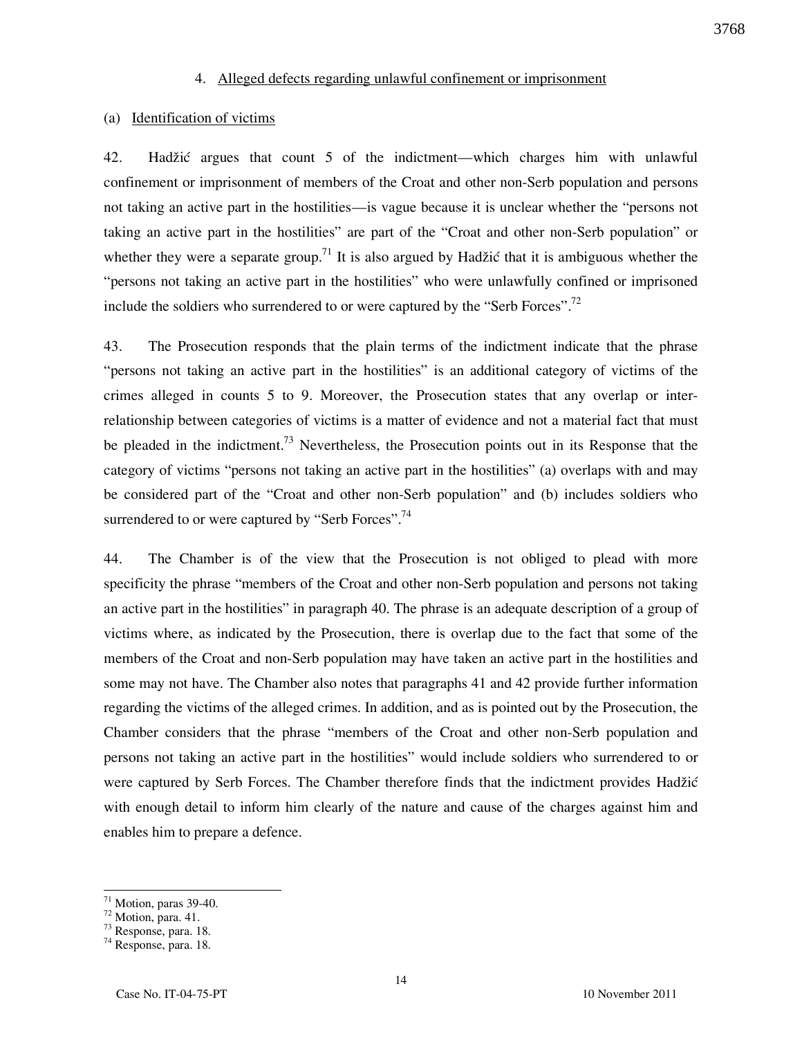4. Alleged defects regarding unlawful confinement or imprisonment

(a) Identification of victims

42. Hadžić argues that count 5 of the indictment—which charges him with unlawful confinement or imprisonment of members of the Croat and other non-Serb population and persons not taking an active part in the hostilities—is vague because it is unclear whether the "persons not taking an active part in the hostilities" are part of the "Croat and other non-Serb population" or whether they were a separate group.[71] It is also argued by Hadžić that it is ambiguous whether the "persons not taking an active part in the hostilities" who were unlawfully confined or imprisoned include the soldiers who surrendered to or were captured by the "Serb Forces".[72]

43. The Prosecution responds that the plain terms of the indictment indicate that the phrase "persons not taking an active part in the hostilities" is an additional category of victims of the crimes alleged in counts 5 to 9. Moreover, the Prosecution states that any overlap or inter-relationship between categories of victims is a matter of evidence and not a material fact that must be pleaded in the indictment.[73] Nevertheless, the Prosecution points out in its Response that the category of victims "persons not taking an active part in the hostilities" (a) overlaps with and may be considered part of the "Croat and other non-Serb population" and (b) includes soldiers who surrendered to or were captured by "Serb Forces".[74]

44. The Chamber is of the view that the Prosecution is not obliged to plead with more specificity the phrase "members of the Croat and other non-Serb population and persons not taking an active part in the hostilities" in paragraph 40. The phrase is an adequate description of a group of victims where, as indicated by the Prosecution, there is overlap due to the fact that some of the members of the Croat and non-Serb population may have taken an active part in the hostilities and some may not have. The Chamber also notes that paragraphs 41 and 42 provide further information regarding the victims of the alleged crimes. In addition, and as is pointed out by the Prosecution, the Chamber considers that the phrase "members of the Croat and other non-Serb population and persons not taking an active part in the hostilities" would include soldiers who surrendered to or were captured by Serb Forces. The Chamber therefore finds that the indictment provides Hadžić with enough detail to inform him clearly of the nature and cause of the charges against him and enables him to prepare a defence.

---

[71] Motion, paras 39-40.
[72] Motion, para. 41.
[73] Response, para. 18.
[74] Response, para. 18.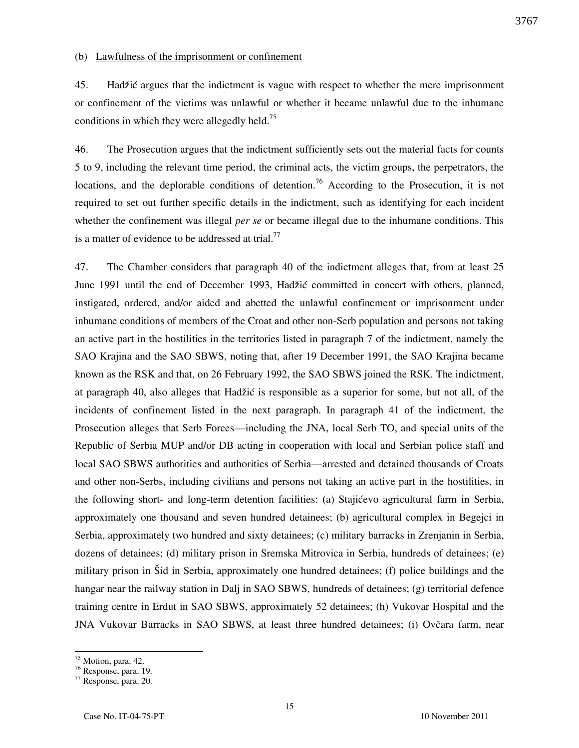(b) Lawfulness of the imprisonment or confinement

45. Hadžić argues that the indictment is vague with respect to whether the mere imprisonment or confinement of the victims was unlawful or whether it became unlawful due to the inhumane conditions in which they were allegedly held.[75]

46. The Prosecution argues that the indictment sufficiently sets out the material facts for counts 5 to 9, including the relevant time period, the criminal acts, the victim groups, the perpetrators, the locations, and the deplorable conditions of detention.[76] According to the Prosecution, it is not required to set out further specific details in the indictment, such as identifying for each incident whether the confinement was illegal *per se* or became illegal due to the inhumane conditions. This is a matter of evidence to be addressed at trial.[77]

47. The Chamber considers that paragraph 40 of the indictment alleges that, from at least 25 June 1991 until the end of December 1993, Hadžić committed in concert with others, planned, instigated, ordered, and/or aided and abetted the unlawful confinement or imprisonment under inhumane conditions of members of the Croat and other non-Serb population and persons not taking an active part in the hostilities in the territories listed in paragraph 7 of the indictment, namely the SAO Krajina and the SAO SBWS, noting that, after 19 December 1991, the SAO Krajina became known as the RSK and that, on 26 February 1992, the SAO SBWS joined the RSK. The indictment, at paragraph 40, also alleges that Hadžić is responsible as a superior for some, but not all, of the incidents of confinement listed in the next paragraph. In paragraph 41 of the indictment, the Prosecution alleges that Serb Forces—including the JNA, local Serb TO, and special units of the Republic of Serbia MUP and/or DB acting in cooperation with local and Serbian police staff and local SAO SBWS authorities and authorities of Serbia—arrested and detained thousands of Croats and other non-Serbs, including civilians and persons not taking an active part in the hostilities, in the following short- and long-term detention facilities: (a) Stajićevo agricultural farm in Serbia, approximately one thousand and seven hundred detainees; (b) agricultural complex in Begejci in Serbia, approximately two hundred and sixty detainees; (c) military barracks in Zrenjanin in Serbia, dozens of detainees; (d) military prison in Sremska Mitrovica in Serbia, hundreds of detainees; (e) military prison in Šid in Serbia, approximately one hundred detainees; (f) police buildings and the hangar near the railway station in Dalj in SAO SBWS, hundreds of detainees; (g) territorial defence training centre in Erdut in SAO SBWS, approximately 52 detainees; (h) Vukovar Hospital and the JNA Vukovar Barracks in SAO SBWS, at least three hundred detainees; (i) Ovčara farm, near

---

[75] Motion, para. 42.

[76] Response, para. 19.

[77] Response, para. 20.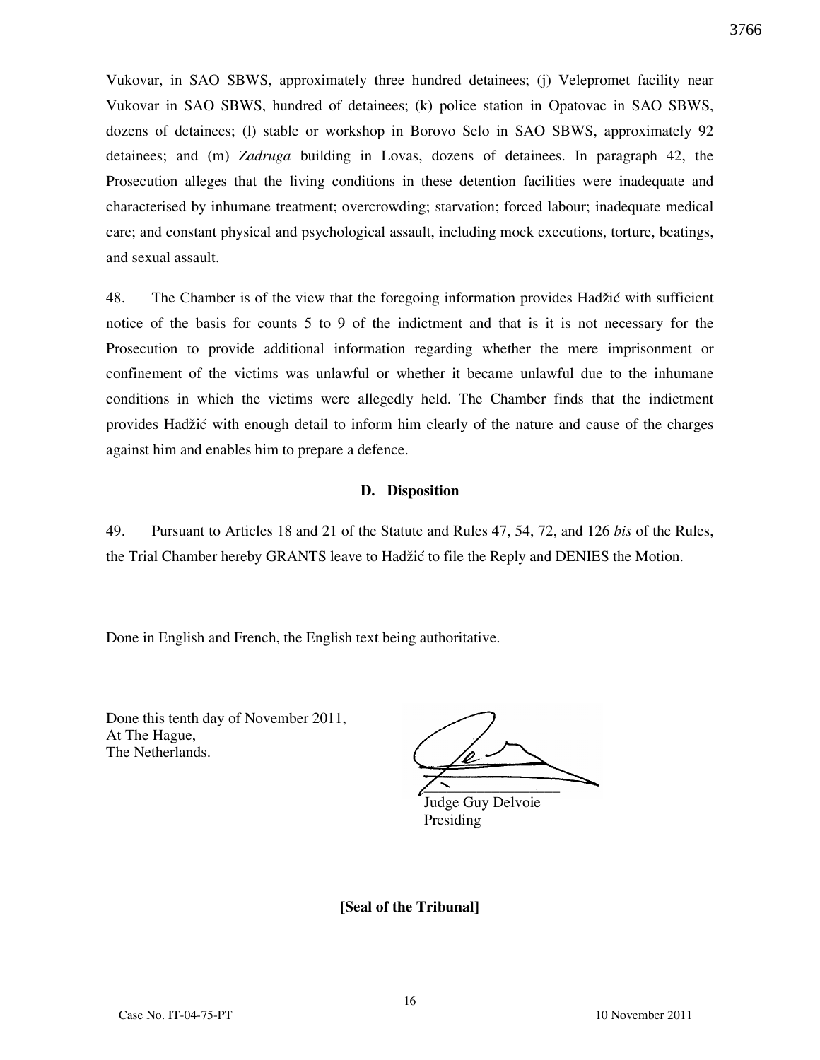Vukovar, in SAO SBWS, approximately three hundred detainees; (j) Velepromet facility near Vukovar in SAO SBWS, hundred of detainees; (k) police station in Opatovac in SAO SBWS, dozens of detainees; (l) stable or workshop in Borovo Selo in SAO SBWS, approximately 92 detainees; and (m) *Zadruga* building in Lovas, dozens of detainees. In paragraph 42, the Prosecution alleges that the living conditions in these detention facilities were inadequate and characterised by inhumane treatment; overcrowding; starvation; forced labour; inadequate medical care; and constant physical and psychological assault, including mock executions, torture, beatings, and sexual assault.

48. The Chamber is of the view that the foregoing information provides Hadžić with sufficient notice of the basis for counts 5 to 9 of the indictment and that is it is not necessary for the Prosecution to provide additional information regarding whether the mere imprisonment or confinement of the victims was unlawful or whether it became unlawful due to the inhumane conditions in which the victims were allegedly held. The Chamber finds that the indictment provides Hadžić with enough detail to inform him clearly of the nature and cause of the charges against him and enables him to prepare a defence.

### D. Disposition

49. Pursuant to Articles 18 and 21 of the Statute and Rules 47, 54, 72, and 126 *bis* of the Rules, the Trial Chamber hereby GRANTS leave to Hadžić to file the Reply and DENIES the Motion.

Done in English and French, the English text being authoritative.

Done this tenth day of November 2011,
At The Hague,
The Netherlands.

Judge Guy Delvoie
Presiding

**[Seal of the Tribunal]**